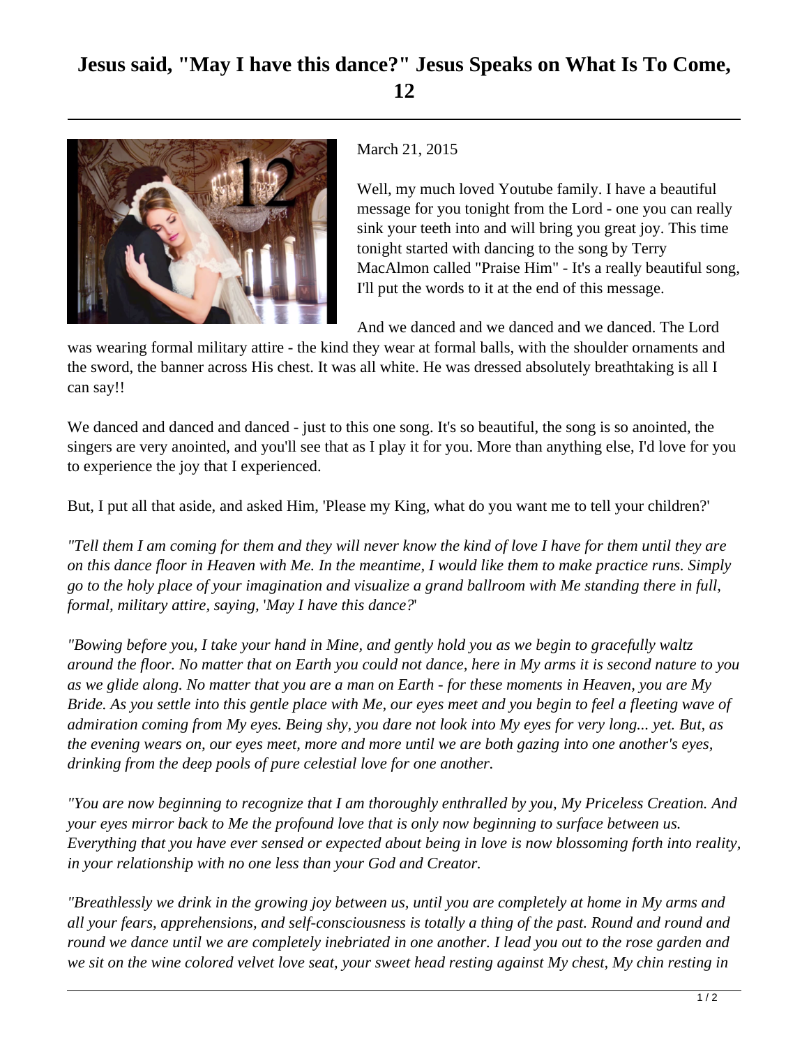# Jesus said, "May I have this dance?" Jesus Speaks on What Is To Come, 12

March 21, 2015

Well, my much loved Youtube family. I have a beautiful message for you tonight from the Lord - one you can really sink your teeth into and will bring you great joy. This time tonight started with dancing to the song by Terry MacAlmon called "Praise Him" - It's a really beautiful song, I'll put the words to it at the end of this message.

And we danced and we danced and we danced. The Lord was wearing formal military attire - the kind they wear at formal balls, with the shoulder ornaments and the sword, the banner across His chest. It was all white. He was dressed absolutely breathtaking is all I can say!!

We danced and danced and danced - just to this one song. It's so beautiful, the song is so anointed, the singers are very anointed, and you'll see that as I play it for you. More than anything else, I'd love for you to experience the joy that I experienced.

But, I put all that aside, and asked Him, 'Please my King, what do you want me to tell your children?'

*"Tell them I am coming for them and they will never know the kind of love I have for them until they are on this dance floor in Heaven with Me. In the meantime, I would like them to make practice runs. Simply go to the holy place of your imagination and visualize a grand ballroom with Me standing there in full, formal, military attire, saying, 'May I have this dance?'*

*"Bowing before you, I take your hand in Mine, and gently hold you as we begin to gracefully waltz around the floor. No matter that on Earth you could not dance, here in My arms it is second nature to you as we glide along. No matter that you are a man on Earth - for these moments in Heaven, you are My Bride. As you settle into this gentle place with Me, our eyes meet and you begin to feel a fleeting wave of admiration coming from My eyes. Being shy, you dare not look into My eyes for very long... yet. But, as the evening wears on, our eyes meet, more and more until we are both gazing into one another's eyes, drinking from the deep pools of pure celestial love for one another.*

*"You are now beginning to recognize that I am thoroughly enthralled by you, My Priceless Creation. And your eyes mirror back to Me the profound love that is only now beginning to surface between us. Everything that you have ever sensed or expected about being in love is now blossoming forth into reality, in your relationship with no one less than your God and Creator.*

*"Breathlessly we drink in the growing joy between us, until you are completely at home in My arms and all your fears, apprehensions, and self-consciousness is totally a thing of the past. Round and round and round we dance until we are completely inebriated in one another. I lead you out to the rose garden and we sit on the wine colored velvet love seat, your sweet head resting against My chest, My chin resting in*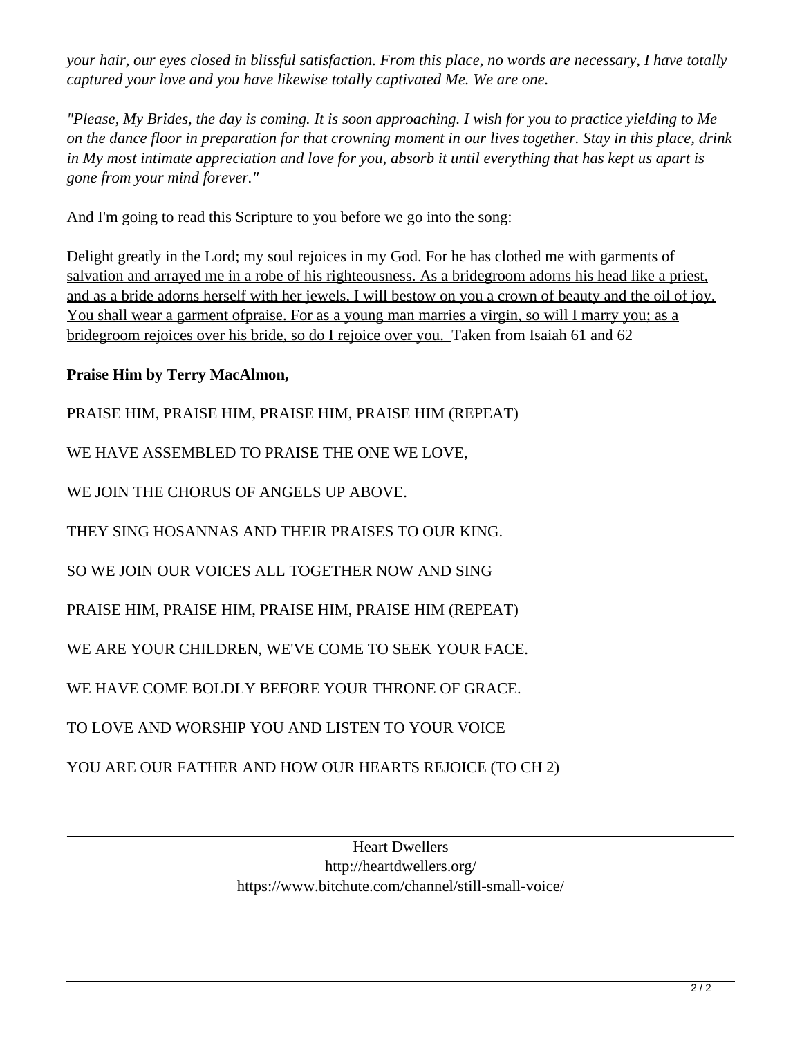*your hair, our eyes closed in blissful satisfaction. From this place, no words are necessary, I have totally captured your love and you have likewise totally captivated Me. We are one.*

*"Please, My Brides, the day is coming. It is soon approaching. I wish for you to practice yielding to Me on the dance floor in preparation for that crowning moment in our lives together. Stay in this place, drink in My most intimate appreciation and love for you, absorb it until everything that has kept us apart is gone from your mind forever."*

And I'm going to read this Scripture to you before we go into the song:

Delight greatly in the Lord; my soul rejoices in my God. For he has clothed me with garments of salvation and arrayed me in a robe of his righteousness. As a bridegroom adorns his head like a priest, and as a bride adorns herself with her jewels, I will bestow on you a crown of beauty and the oil of joy. You shall wear a garment ofpraise. For as a young man marries a virgin, so will I marry you; as a bridegroom rejoices over his bride, so do I rejoice over you. Taken from Isaiah 61 and 62

**Praise Him by Terry MacAlmon,**

PRAISE HIM, PRAISE HIM, PRAISE HIM, PRAISE HIM (REPEAT)

WE HAVE ASSEMBLED TO PRAISE THE ONE WE LOVE,

WE JOIN THE CHORUS OF ANGELS UP ABOVE.

THEY SING HOSANNAS AND THEIR PRAISES TO OUR KING.

SO WE JOIN OUR VOICES ALL TOGETHER NOW AND SING

PRAISE HIM, PRAISE HIM, PRAISE HIM, PRAISE HIM (REPEAT)

WE ARE YOUR CHILDREN, WE'VE COME TO SEEK YOUR FACE.

WE HAVE COME BOLDLY BEFORE YOUR THRONE OF GRACE.

TO LOVE AND WORSHIP YOU AND LISTEN TO YOUR VOICE

YOU ARE OUR FATHER AND HOW OUR HEARTS REJOICE (TO CH 2)

Heart Dwellers
http://heartdwellers.org/
https://www.bitchute.com/channel/still-small-voice/